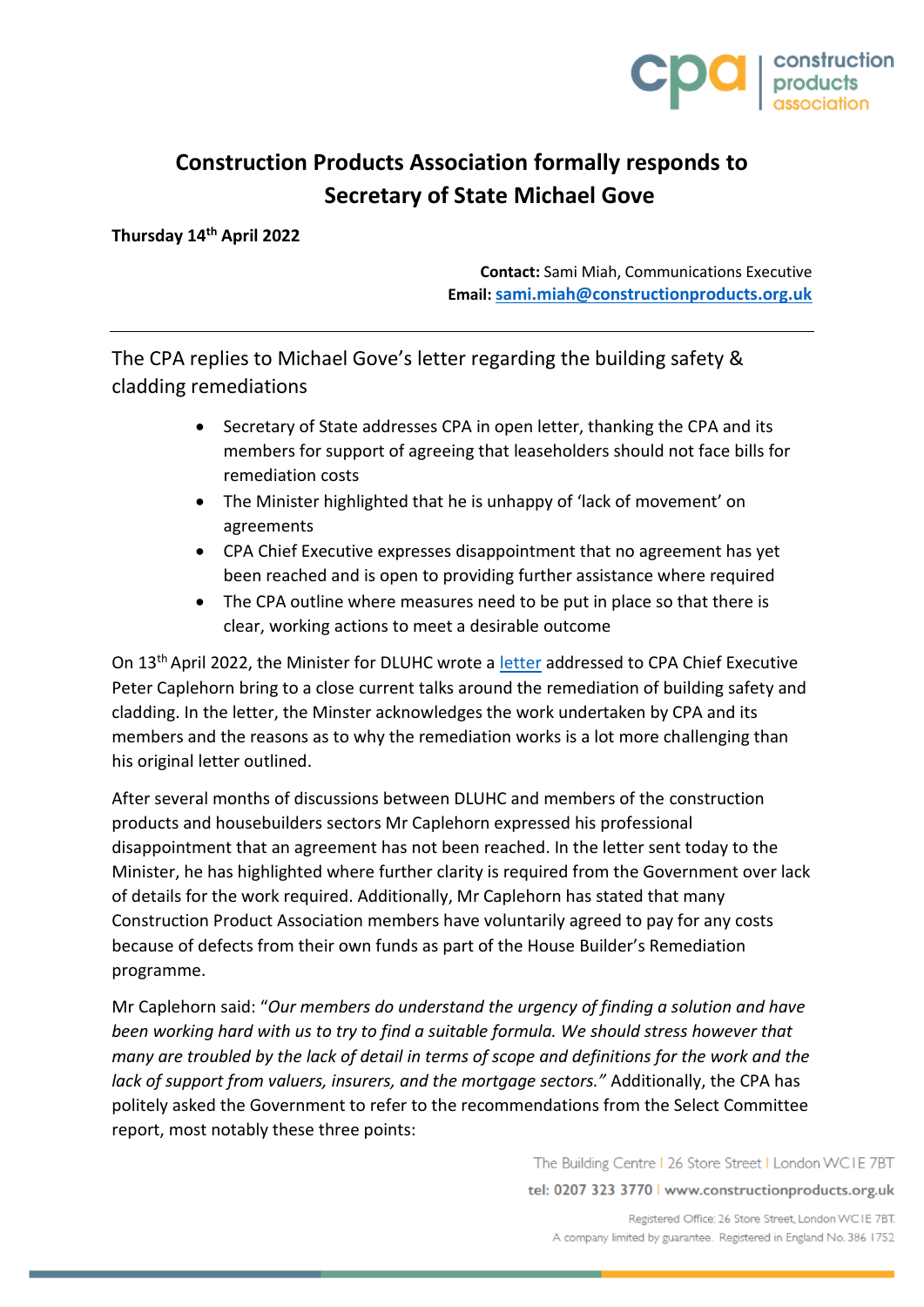# Construction Products Association formally responds to Secretary of State Michael Gove

**Thursday 14th April 2022**

**Contact:** Sami Miah, Communications Executive
**Email:** **sami.miah@constructionproducts.org.uk**

---

## The CPA replies to Michael Gove's letter regarding the building safety & cladding remediations

- Secretary of State addresses CPA in open letter, thanking the CPA and its members for support of agreeing that leaseholders should not face bills for remediation costs
- The Minister highlighted that he is unhappy of 'lack of movement' on agreements
- CPA Chief Executive expresses disappointment that no agreement has yet been reached and is open to providing further assistance where required
- The CPA outline where measures need to be put in place so that there is clear, working actions to meet a desirable outcome

On 13th April 2022, the Minister for DLUHC wrote a letter addressed to CPA Chief Executive Peter Caplehorn bring to a close current talks around the remediation of building safety and cladding. In the letter, the Minster acknowledges the work undertaken by CPA and its members and the reasons as to why the remediation works is a lot more challenging than his original letter outlined.

After several months of discussions between DLUHC and members of the construction products and housebuilders sectors Mr Caplehorn expressed his professional disappointment that an agreement has not been reached. In the letter sent today to the Minister, he has highlighted where further clarity is required from the Government over lack of details for the work required. Additionally, Mr Caplehorn has stated that many Construction Product Association members have voluntarily agreed to pay for any costs because of defects from their own funds as part of the House Builder's Remediation programme.

Mr Caplehorn said: "*Our members do understand the urgency of finding a solution and have been working hard with us to try to find a suitable formula. We should stress however that many are troubled by the lack of detail in terms of scope and definitions for the work and the lack of support from valuers, insurers, and the mortgage sectors.*" Additionally, the CPA has politely asked the Government to refer to the recommendations from the Select Committee report, most notably these three points: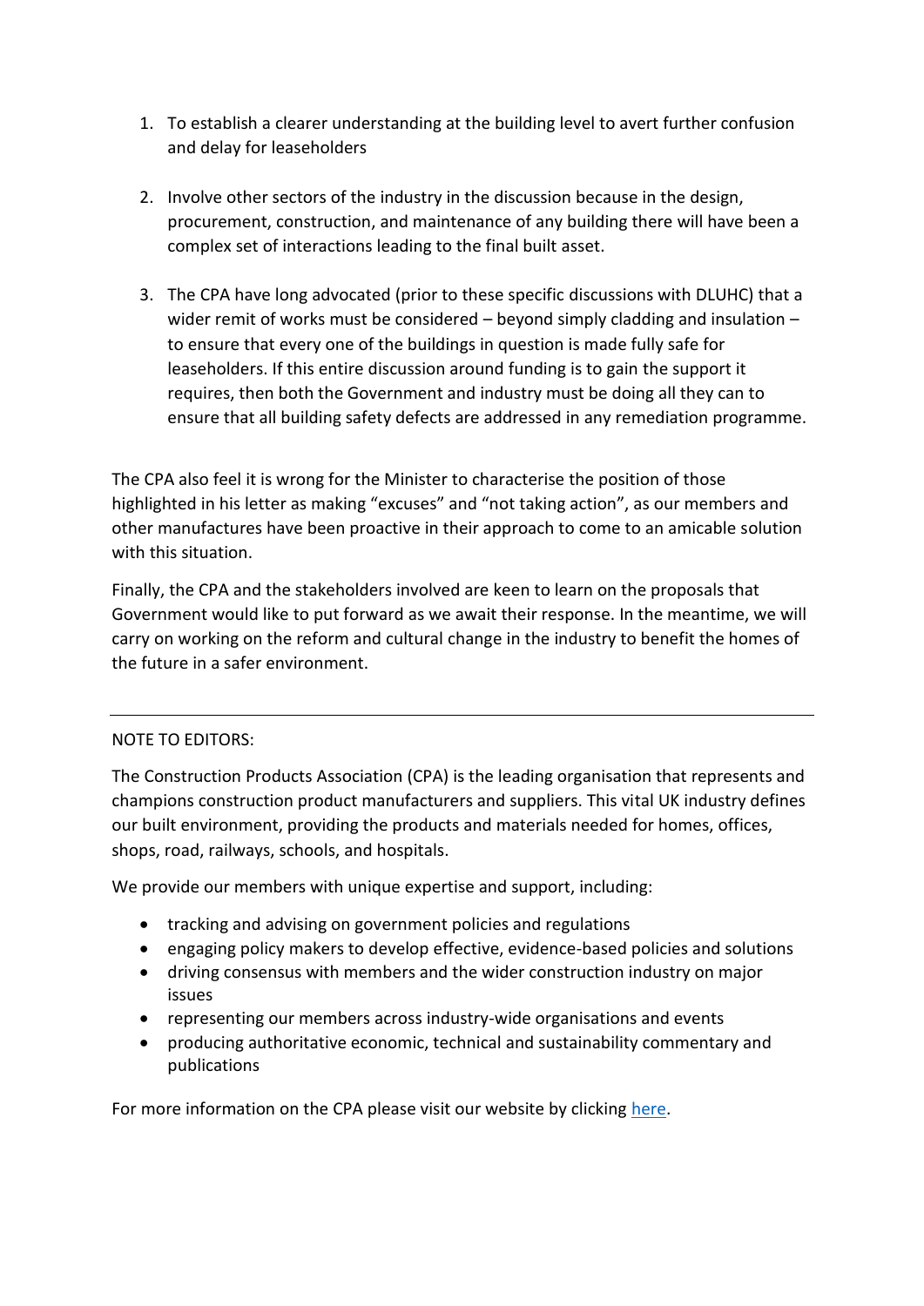1. To establish a clearer understanding at the building level to avert further confusion and delay for leaseholders

2. Involve other sectors of the industry in the discussion because in the design, procurement, construction, and maintenance of any building there will have been a complex set of interactions leading to the final built asset.

3. The CPA have long advocated (prior to these specific discussions with DLUHC) that a wider remit of works must be considered – beyond simply cladding and insulation – to ensure that every one of the buildings in question is made fully safe for leaseholders. If this entire discussion around funding is to gain the support it requires, then both the Government and industry must be doing all they can to ensure that all building safety defects are addressed in any remediation programme.

The CPA also feel it is wrong for the Minister to characterise the position of those highlighted in his letter as making "excuses" and "not taking action", as our members and other manufactures have been proactive in their approach to come to an amicable solution with this situation.

Finally, the CPA and the stakeholders involved are keen to learn on the proposals that Government would like to put forward as we await their response. In the meantime, we will carry on working on the reform and cultural change in the industry to benefit the homes of the future in a safer environment.

---

NOTE TO EDITORS:

The Construction Products Association (CPA) is the leading organisation that represents and champions construction product manufacturers and suppliers. This vital UK industry defines our built environment, providing the products and materials needed for homes, offices, shops, road, railways, schools, and hospitals.

We provide our members with unique expertise and support, including:

- tracking and advising on government policies and regulations
- engaging policy makers to develop effective, evidence-based policies and solutions
- driving consensus with members and the wider construction industry on major issues
- representing our members across industry-wide organisations and events
- producing authoritative economic, technical and sustainability commentary and publications

For more information on the CPA please visit our website by clicking here.